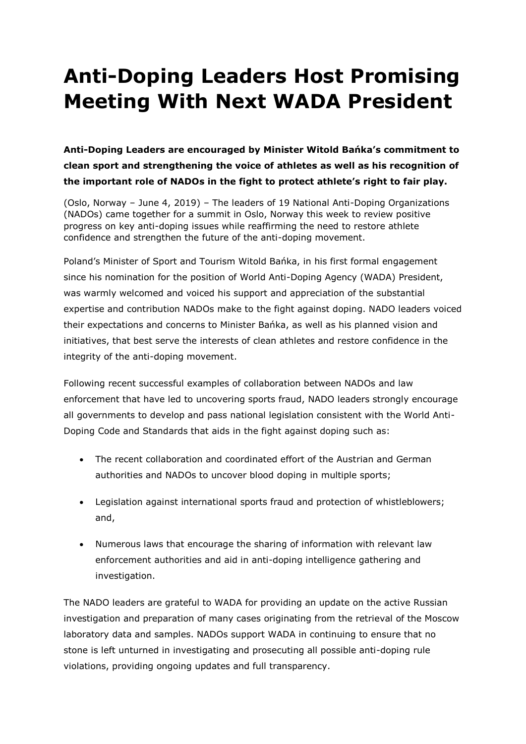# Anti-Doping Leaders Host Promising Meeting With Next WADA President

**Anti-Doping Leaders are encouraged by Minister Witold Bańka's commitment to clean sport and strengthening the voice of athletes as well as his recognition of the important role of NADOs in the fight to protect athlete's right to fair play.**

(Oslo, Norway – June 4, 2019) – The leaders of 19 National Anti-Doping Organizations (NADOs) came together for a summit in Oslo, Norway this week to review positive progress on key anti-doping issues while reaffirming the need to restore athlete confidence and strengthen the future of the anti-doping movement.

Poland's Minister of Sport and Tourism Witold Bańka, in his first formal engagement since his nomination for the position of World Anti-Doping Agency (WADA) President, was warmly welcomed and voiced his support and appreciation of the substantial expertise and contribution NADOs make to the fight against doping. NADO leaders voiced their expectations and concerns to Minister Bańka, as well as his planned vision and initiatives, that best serve the interests of clean athletes and restore confidence in the integrity of the anti-doping movement.

Following recent successful examples of collaboration between NADOs and law enforcement that have led to uncovering sports fraud, NADO leaders strongly encourage all governments to develop and pass national legislation consistent with the World Anti-Doping Code and Standards that aids in the fight against doping such as:

- The recent collaboration and coordinated effort of the Austrian and German authorities and NADOs to uncover blood doping in multiple sports;
- Legislation against international sports fraud and protection of whistleblowers; and,
- Numerous laws that encourage the sharing of information with relevant law enforcement authorities and aid in anti-doping intelligence gathering and investigation.

The NADO leaders are grateful to WADA for providing an update on the active Russian investigation and preparation of many cases originating from the retrieval of the Moscow laboratory data and samples. NADOs support WADA in continuing to ensure that no stone is left unturned in investigating and prosecuting all possible anti-doping rule violations, providing ongoing updates and full transparency.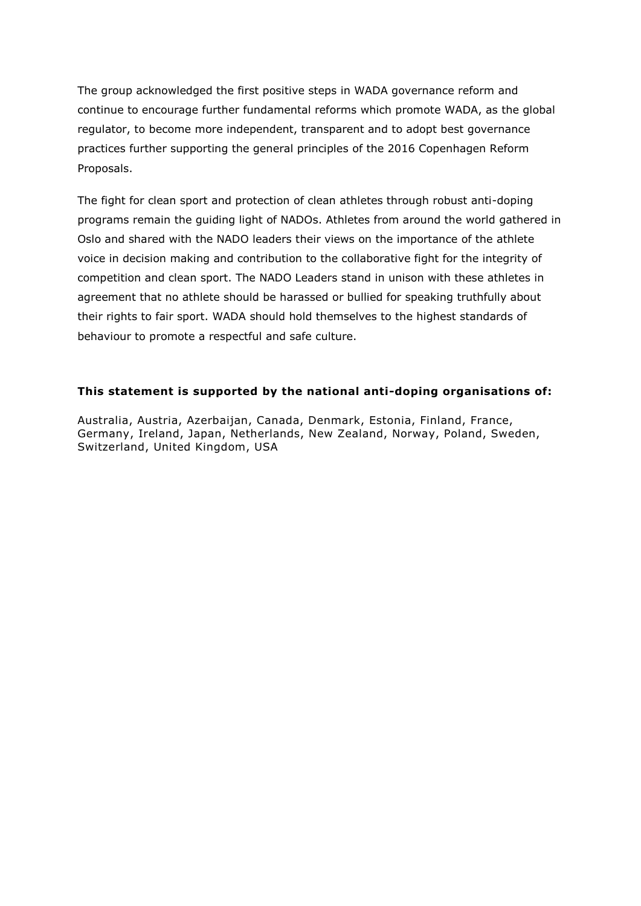The group acknowledged the first positive steps in WADA governance reform and continue to encourage further fundamental reforms which promote WADA, as the global regulator, to become more independent, transparent and to adopt best governance practices further supporting the general principles of the 2016 Copenhagen Reform Proposals.

The fight for clean sport and protection of clean athletes through robust anti-doping programs remain the guiding light of NADOs. Athletes from around the world gathered in Oslo and shared with the NADO leaders their views on the importance of the athlete voice in decision making and contribution to the collaborative fight for the integrity of competition and clean sport. The NADO Leaders stand in unison with these athletes in agreement that no athlete should be harassed or bullied for speaking truthfully about their rights to fair sport. WADA should hold themselves to the highest standards of behaviour to promote a respectful and safe culture.

**This statement is supported by the national anti-doping organisations of:**

Australia, Austria, Azerbaijan, Canada, Denmark, Estonia, Finland, France, Germany, Ireland, Japan, Netherlands, New Zealand, Norway, Poland, Sweden, Switzerland, United Kingdom, USA